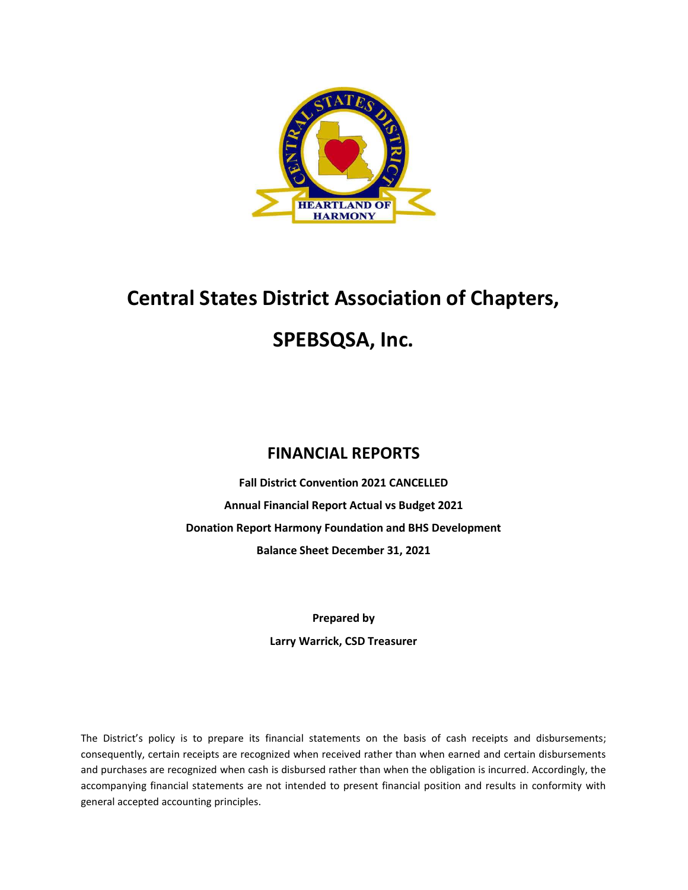# Central States District Association of Chapters,

# SPEBSQSA, Inc.

## FINANCIAL REPORTS

**Fall District Convention 2021 CANCELLED**

**Annual Financial Report Actual vs Budget 2021**

**Donation Report Harmony Foundation and BHS Development**

**Balance Sheet December 31, 2021**

**Prepared by**

**Larry Warrick, CSD Treasurer**

The District's policy is to prepare its financial statements on the basis of cash receipts and disbursements; consequently, certain receipts are recognized when received rather than when earned and certain disbursements and purchases are recognized when cash is disbursed rather than when the obligation is incurred. Accordingly, the accompanying financial statements are not intended to present financial position and results in conformity with general accepted accounting principles.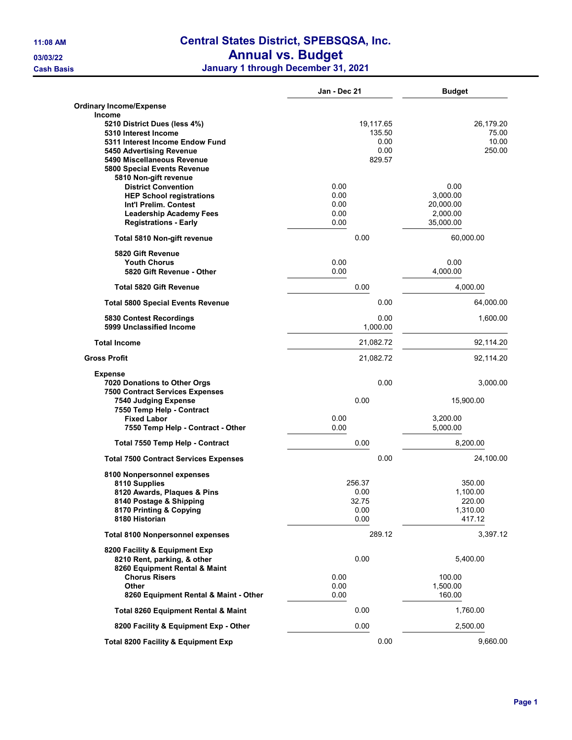# Central States District, SPEBSQSA, Inc.
## Annual vs. Budget
### January 1 through December 31, 2021

11:08 AM
03/03/22
Cash Basis

| | Jan - Dec 21 | Budget |
|---|---|---|
| **Ordinary Income/Expense** | | |
| **Income** | | |
| 5210 District Dues (less 4%) | 19,117.65 | 26,179.20 |
| 5310 Interest Income | 135.50 | 75.00 |
| 5311 Interest Income Endow Fund | 0.00 | 10.00 |
| 5450 Advertising Revenue | 0.00 | 250.00 |
| 5490 Miscellaneous Revenue | 829.57 | |
| 5800 Special Events Revenue | | |
| 5810 Non-gift revenue | | |
| District Convention | 0.00 | 0.00 |
| HEP School registrations | 0.00 | 3,000.00 |
| Int'l Prelim. Contest | 0.00 | 20,000.00 |
| Leadership Academy Fees | 0.00 | 2,000.00 |
| Registrations - Early | 0.00 | 35,000.00 |
| Total 5810 Non-gift revenue | 0.00 | 60,000.00 |
| 5820 Gift Revenue | | |
| Youth Chorus | 0.00 | 0.00 |
| 5820 Gift Revenue - Other | 0.00 | 4,000.00 |
| Total 5820 Gift Revenue | 0.00 | 4,000.00 |
| Total 5800 Special Events Revenue | 0.00 | 64,000.00 |
| 5830 Contest Recordings | 0.00 | 1,600.00 |
| 5999 Unclassified Income | 1,000.00 | |
| **Total Income** | 21,082.72 | 92,114.20 |
| **Gross Profit** | 21,082.72 | 92,114.20 |
| **Expense** | | |
| 7020 Donations to Other Orgs | 0.00 | 3,000.00 |
| 7500 Contract Services Expenses | | |
| 7540 Judging Expense | 0.00 | 15,900.00 |
| 7550 Temp Help - Contract | | |
| Fixed Labor | 0.00 | 3,200.00 |
| 7550 Temp Help - Contract - Other | 0.00 | 5,000.00 |
| Total 7550 Temp Help - Contract | 0.00 | 8,200.00 |
| Total 7500 Contract Services Expenses | 0.00 | 24,100.00 |
| 8100 Nonpersonnel expenses | | |
| 8110 Supplies | 256.37 | 350.00 |
| 8120 Awards, Plaques & Pins | 0.00 | 1,100.00 |
| 8140 Postage & Shipping | 32.75 | 220.00 |
| 8170 Printing & Copying | 0.00 | 1,310.00 |
| 8180 Historian | 0.00 | 417.12 |
| Total 8100 Nonpersonnel expenses | 289.12 | 3,397.12 |
| 8200 Facility & Equipment Exp | | |
| 8210 Rent, parking, & other | 0.00 | 5,400.00 |
| 8260 Equipment Rental & Maint | | |
| Chorus Risers | 0.00 | 100.00 |
| Other | 0.00 | 1,500.00 |
| 8260 Equipment Rental & Maint - Other | 0.00 | 160.00 |
| Total 8260 Equipment Rental & Maint | 0.00 | 1,760.00 |
| 8200 Facility & Equipment Exp - Other | 0.00 | 2,500.00 |
| Total 8200 Facility & Equipment Exp | 0.00 | 9,660.00 |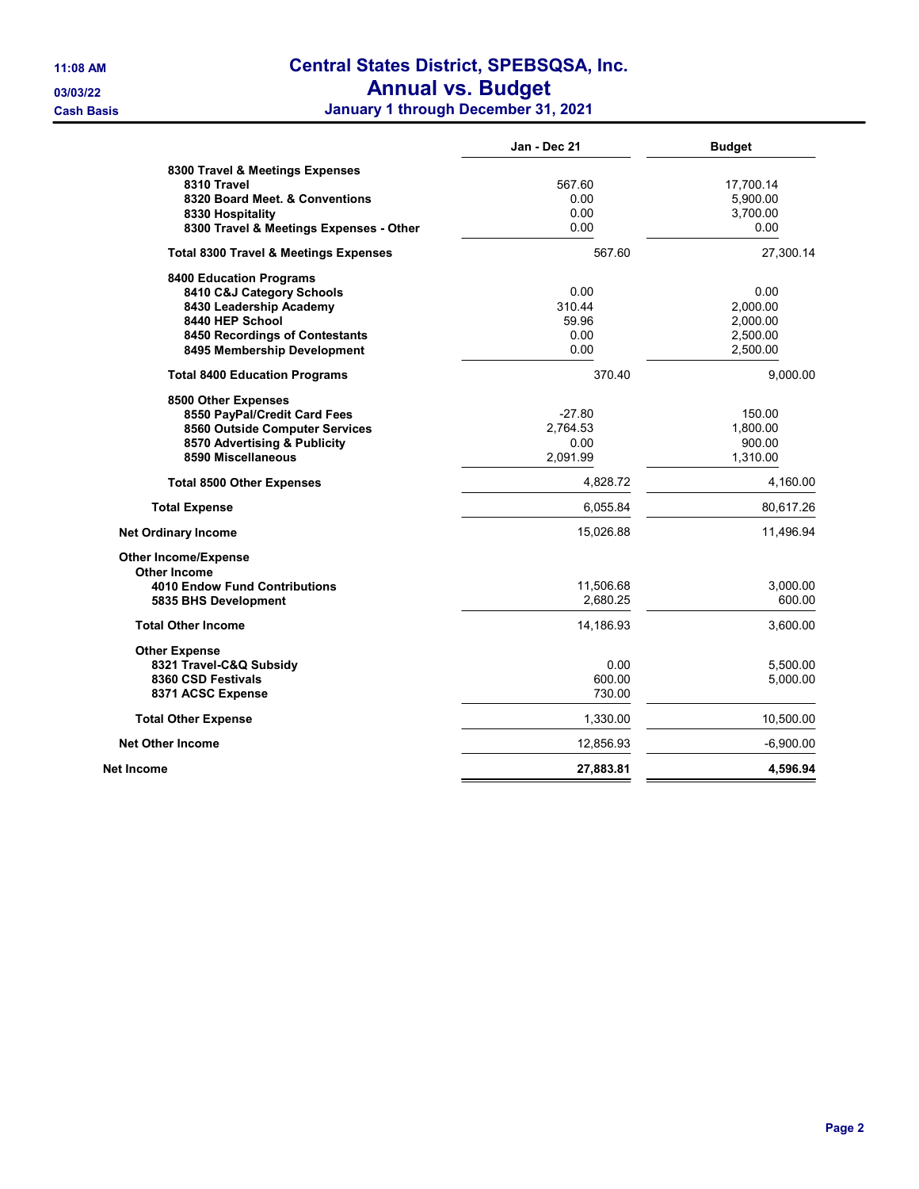# Central States District, SPEBSQSA, Inc.
## Annual vs. Budget
### January 1 through December 31, 2021

11:08 AM
03/03/22
Cash Basis

| | Jan - Dec 21 | Budget |
|---|---|---|
| **8300 Travel & Meetings Expenses** | | |
| **8310 Travel** | 567.60 | 17,700.14 |
| **8320 Board Meet. & Conventions** | 0.00 | 5,900.00 |
| **8330 Hospitality** | 0.00 | 3,700.00 |
| **8300 Travel & Meetings Expenses - Other** | 0.00 | 0.00 |
| **Total 8300 Travel & Meetings Expenses** | 567.60 | 27,300.14 |
| **8400 Education Programs** | | |
| **8410 C&J Category Schools** | 0.00 | 0.00 |
| **8430 Leadership Academy** | 310.44 | 2,000.00 |
| **8440 HEP School** | 59.96 | 2,000.00 |
| **8450 Recordings of Contestants** | 0.00 | 2,500.00 |
| **8495 Membership Development** | 0.00 | 2,500.00 |
| **Total 8400 Education Programs** | 370.40 | 9,000.00 |
| **8500 Other Expenses** | | |
| **8550 PayPal/Credit Card Fees** | -27.80 | 150.00 |
| **8560 Outside Computer Services** | 2,764.53 | 1,800.00 |
| **8570 Advertising & Publicity** | 0.00 | 900.00 |
| **8590 Miscellaneous** | 2,091.99 | 1,310.00 |
| **Total 8500 Other Expenses** | 4,828.72 | 4,160.00 |
| **Total Expense** | 6,055.84 | 80,617.26 |
| **Net Ordinary Income** | 15,026.88 | 11,496.94 |
| **Other Income/Expense** | | |
| **Other Income** | | |
| **4010 Endow Fund Contributions** | 11,506.68 | 3,000.00 |
| **5835 BHS Development** | 2,680.25 | 600.00 |
| **Total Other Income** | 14,186.93 | 3,600.00 |
| **Other Expense** | | |
| **8321 Travel-C&Q Subsidy** | 0.00 | 5,500.00 |
| **8360 CSD Festivals** | 600.00 | 5,000.00 |
| **8371 ACSC Expense** | 730.00 | |
| **Total Other Expense** | 1,330.00 | 10,500.00 |
| **Net Other Income** | 12,856.93 | -6,900.00 |
| **Net Income** | **27,883.81** | **4,596.94** |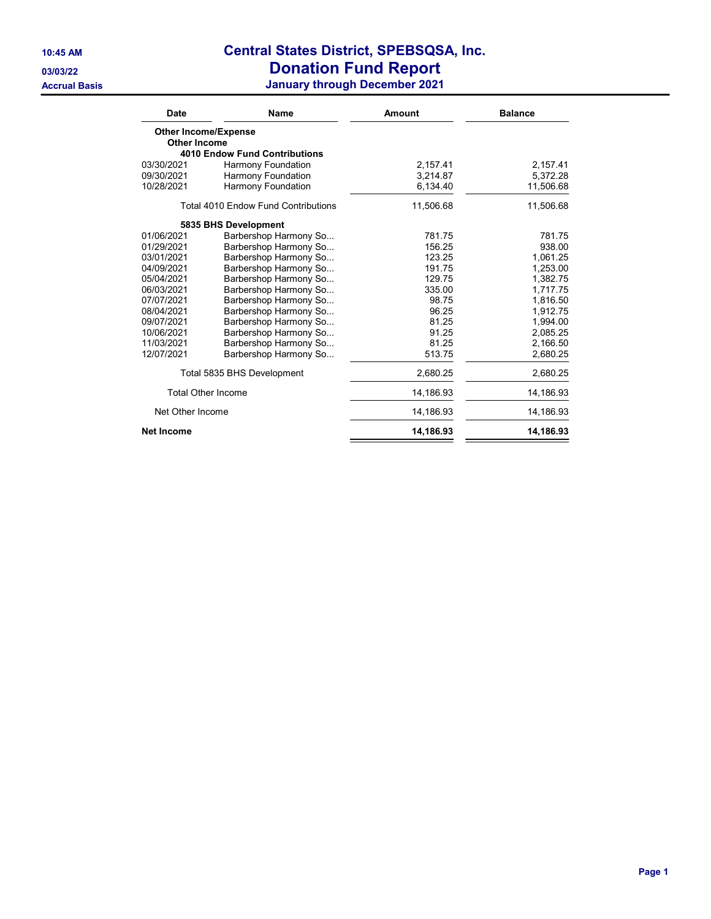# Central States District, SPEBSQSA, Inc.

## Donation Fund Report

### January through December 2021

10:45 AM
03/03/22
Accrual Basis

| Date | Name | Amount | Balance |
|---|---|---|---|
| **Other Income/Expense** | | | |
| **Other Income** | | | |
| **4010 Endow Fund Contributions** | | | |
| 03/30/2021 | Harmony Foundation | 2,157.41 | 2,157.41 |
| 09/30/2021 | Harmony Foundation | 3,214.87 | 5,372.28 |
| 10/28/2021 | Harmony Foundation | 6,134.40 | 11,506.68 |
| Total 4010 Endow Fund Contributions | | 11,506.68 | 11,506.68 |
| **5835 BHS Development** | | | |
| 01/06/2021 | Barbershop Harmony So... | 781.75 | 781.75 |
| 01/29/2021 | Barbershop Harmony So... | 156.25 | 938.00 |
| 03/01/2021 | Barbershop Harmony So... | 123.25 | 1,061.25 |
| 04/09/2021 | Barbershop Harmony So... | 191.75 | 1,253.00 |
| 05/04/2021 | Barbershop Harmony So... | 129.75 | 1,382.75 |
| 06/03/2021 | Barbershop Harmony So... | 335.00 | 1,717.75 |
| 07/07/2021 | Barbershop Harmony So... | 98.75 | 1,816.50 |
| 08/04/2021 | Barbershop Harmony So... | 96.25 | 1,912.75 |
| 09/07/2021 | Barbershop Harmony So... | 81.25 | 1,994.00 |
| 10/06/2021 | Barbershop Harmony So... | 91.25 | 2,085.25 |
| 11/03/2021 | Barbershop Harmony So... | 81.25 | 2,166.50 |
| 12/07/2021 | Barbershop Harmony So... | 513.75 | 2,680.25 |
| Total 5835 BHS Development | | 2,680.25 | 2,680.25 |
| Total Other Income | | 14,186.93 | 14,186.93 |
| Net Other Income | | 14,186.93 | 14,186.93 |
| **Net Income** | | **14,186.93** | **14,186.93** |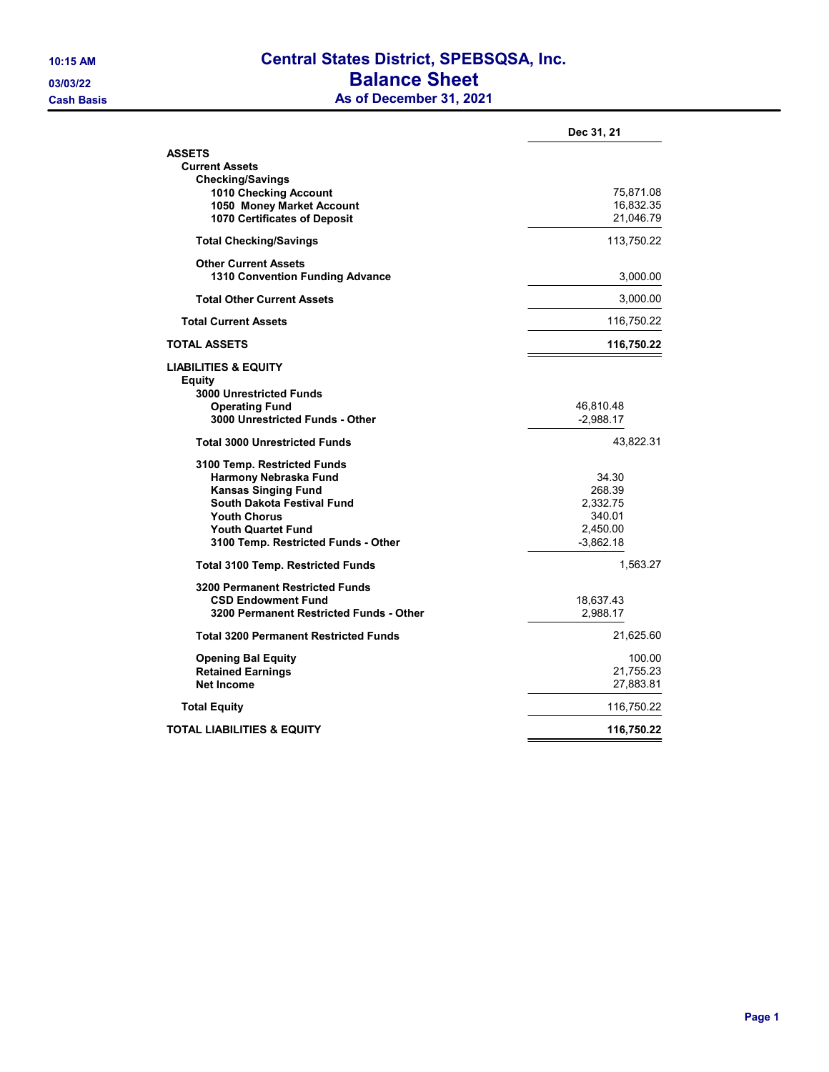10:15 AM
03/03/22
Cash Basis

# Central States District, SPEBSQSA, Inc.
# Balance Sheet
## As of December 31, 2021

| | | Dec 31, 21 |
|---|---|---|
| **ASSETS** | | |
| **Current Assets** | | |
| **Checking/Savings** | | |
| **1010 Checking Account** | | 75,871.08 |
| **1050 Money Market Account** | | 16,832.35 |
| **1070 Certificates of Deposit** | | 21,046.79 |
| **Total Checking/Savings** | | 113,750.22 |
| **Other Current Assets** | | |
| **1310 Convention Funding Advance** | | 3,000.00 |
| **Total Other Current Assets** | | 3,000.00 |
| **Total Current Assets** | | 116,750.22 |
| **TOTAL ASSETS** | | **116,750.22** |
| **LIABILITIES & EQUITY** | | |
| **Equity** | | |
| **3000 Unrestricted Funds** | | |
| **Operating Fund** | 46,810.48 | |
| **3000 Unrestricted Funds - Other** | -2,988.17 | |
| **Total 3000 Unrestricted Funds** | | 43,822.31 |
| **3100 Temp. Restricted Funds** | | |
| **Harmony Nebraska Fund** | 34.30 | |
| **Kansas Singing Fund** | 268.39 | |
| **South Dakota Festival Fund** | 2,332.75 | |
| **Youth Chorus** | 340.01 | |
| **Youth Quartet Fund** | 2,450.00 | |
| **3100 Temp. Restricted Funds - Other** | -3,862.18 | |
| **Total 3100 Temp. Restricted Funds** | | 1,563.27 |
| **3200 Permanent Restricted Funds** | | |
| **CSD Endowment Fund** | 18,637.43 | |
| **3200 Permanent Restricted Funds - Other** | 2,988.17 | |
| **Total 3200 Permanent Restricted Funds** | | 21,625.60 |
| **Opening Bal Equity** | | 100.00 |
| **Retained Earnings** | | 21,755.23 |
| **Net Income** | | 27,883.81 |
| **Total Equity** | | 116,750.22 |
| **TOTAL LIABILITIES & EQUITY** | | **116,750.22** |